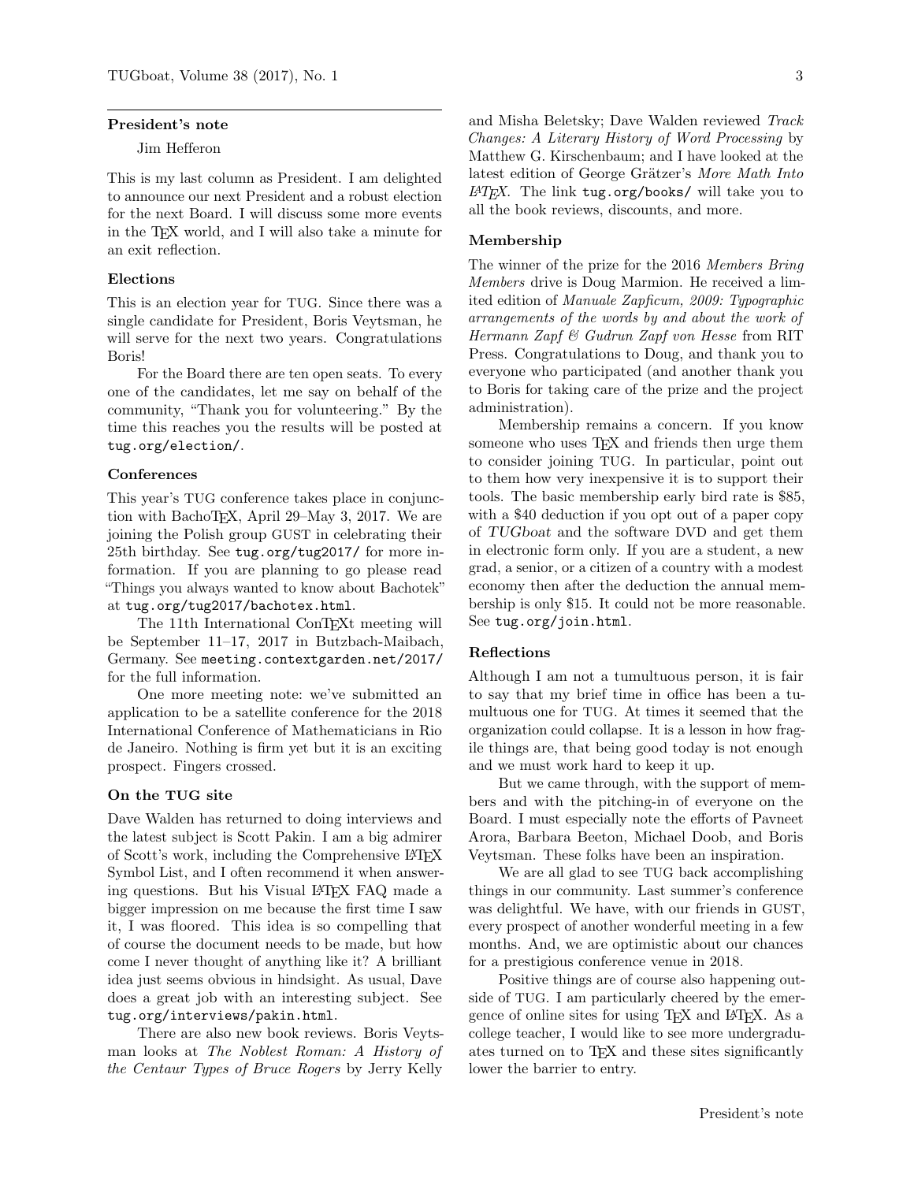## President's note

Jim Hefferon

This is my last column as President. I am delighted to announce our next President and a robust election for the next Board. I will discuss some more events in the TeX world, and I will also take a minute for an exit reflection.

### Elections

This is an election year for TUG. Since there was a single candidate for President, Boris Veytsman, he will serve for the next two years. Congratulations Boris!

For the Board there are ten open seats. To every one of the candidates, let me say on behalf of the community, "Thank you for volunteering." By the time this reaches you the results will be posted at `tug.org/election/`.

### Conferences

This year's TUG conference takes place in conjunction with BachoTeX, April 29–May 3, 2017. We are joining the Polish group GUST in celebrating their 25th birthday. See `tug.org/tug2017/` for more information. If you are planning to go please read "Things you always wanted to know about Bachotek" at `tug.org/tug2017/bachotex.html`.

The 11th International ConTeXt meeting will be September 11–17, 2017 in Butzbach-Maibach, Germany. See `meeting.contextgarden.net/2017/` for the full information.

One more meeting note: we've submitted an application to be a satellite conference for the 2018 International Conference of Mathematicians in Rio de Janeiro. Nothing is firm yet but it is an exciting prospect. Fingers crossed.

### On the TUG site

Dave Walden has returned to doing interviews and the latest subject is Scott Pakin. I am a big admirer of Scott's work, including the Comprehensive LaTeX Symbol List, and I often recommend it when answering questions. But his Visual LaTeX FAQ made a bigger impression on me because the first time I saw it, I was floored. This idea is so compelling that of course the document needs to be made, but how come I never thought of anything like it? A brilliant idea just seems obvious in hindsight. As usual, Dave does a great job with an interesting subject. See `tug.org/interviews/pakin.html`.

There are also new book reviews. Boris Veytsman looks at *The Noblest Roman: A History of the Centaur Types of Bruce Rogers* by Jerry Kelly and Misha Beletsky; Dave Walden reviewed *Track Changes: A Literary History of Word Processing* by Matthew G. Kirschenbaum; and I have looked at the latest edition of George Grätzer's *More Math Into LaTeX*. The link `tug.org/books/` will take you to all the book reviews, discounts, and more.

### Membership

The winner of the prize for the 2016 *Members Bring Members* drive is Doug Marmion. He received a limited edition of *Manuale Zapficum, 2009: Typographic arrangements of the words by and about the work of Hermann Zapf & Gudrun Zapf von Hesse* from RIT Press. Congratulations to Doug, and thank you to everyone who participated (and another thank you to Boris for taking care of the prize and the project administration).

Membership remains a concern. If you know someone who uses TeX and friends then urge them to consider joining TUG. In particular, point out to them how very inexpensive it is to support their tools. The basic membership early bird rate is $85, with a $40 deduction if you opt out of a paper copy of *TUGboat* and the software DVD and get them in electronic form only. If you are a student, a new grad, a senior, or a citizen of a country with a modest economy then after the deduction the annual membership is only $15. It could not be more reasonable. See `tug.org/join.html`.

### Reflections

Although I am not a tumultuous person, it is fair to say that my brief time in office has been a tumultuous one for TUG. At times it seemed that the organization could collapse. It is a lesson in how fragile things are, that being good today is not enough and we must work hard to keep it up.

But we came through, with the support of members and with the pitching-in of everyone on the Board. I must especially note the efforts of Pavneet Arora, Barbara Beeton, Michael Doob, and Boris Veytsman. These folks have been an inspiration.

We are all glad to see TUG back accomplishing things in our community. Last summer's conference was delightful. We have, with our friends in GUST, every prospect of another wonderful meeting in a few months. And, we are optimistic about our chances for a prestigious conference venue in 2018.

Positive things are of course also happening outside of TUG. I am particularly cheered by the emergence of online sites for using TeX and LaTeX. As a college teacher, I would like to see more undergraduates turned on to TeX and these sites significantly lower the barrier to entry.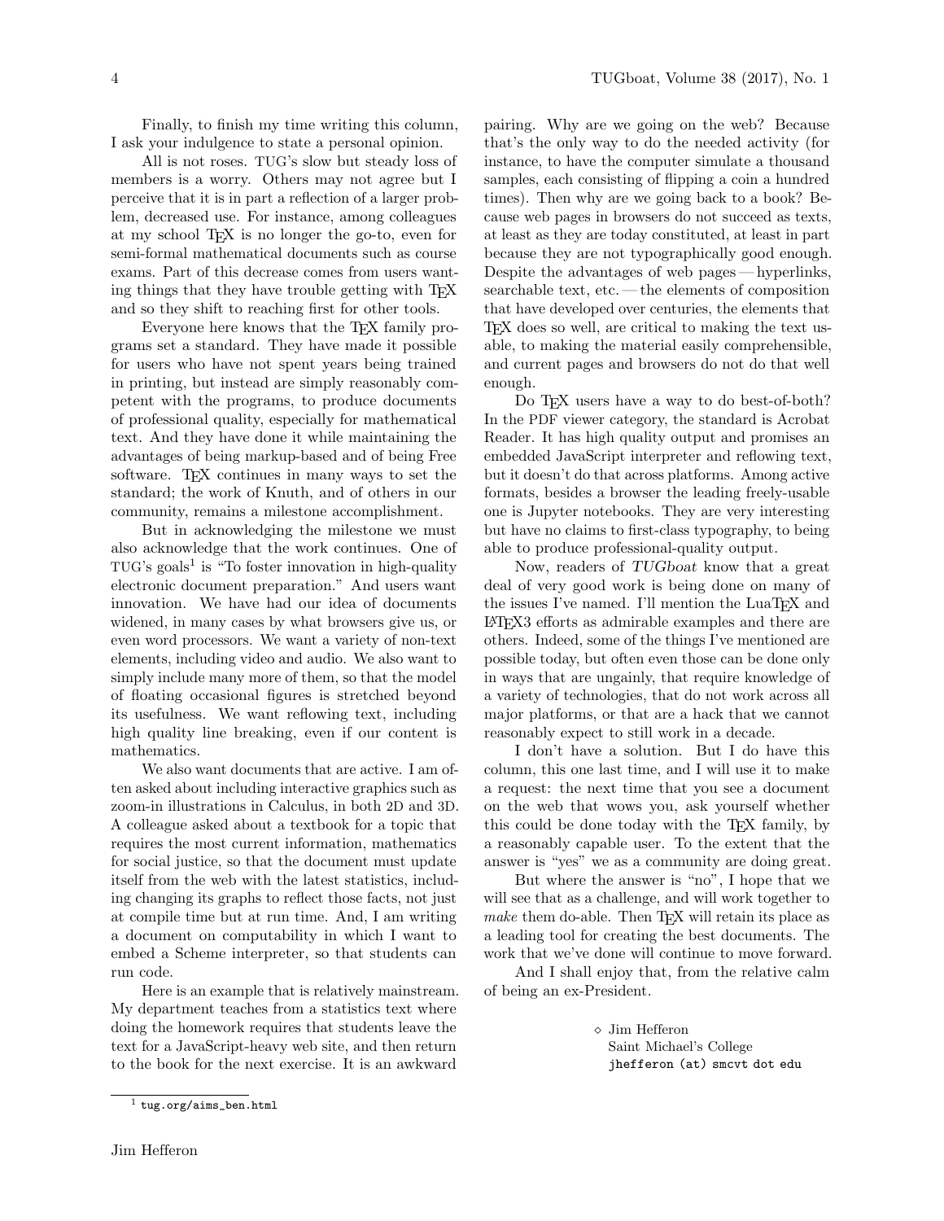Finally, to finish my time writing this column, I ask your indulgence to state a personal opinion.

All is not roses. TUG's slow but steady loss of members is a worry. Others may not agree but I perceive that it is in part a reflection of a larger problem, decreased use. For instance, among colleagues at my school TeX is no longer the go-to, even for semi-formal mathematical documents such as course exams. Part of this decrease comes from users wanting things that they have trouble getting with TeX and so they shift to reaching first for other tools.

Everyone here knows that the TeX family programs set a standard. They have made it possible for users who have not spent years being trained in printing, but instead are simply reasonably competent with the programs, to produce documents of professional quality, especially for mathematical text. And they have done it while maintaining the advantages of being markup-based and of being Free software. TeX continues in many ways to set the standard; the work of Knuth, and of others in our community, remains a milestone accomplishment.

But in acknowledging the milestone we must also acknowledge that the work continues. One of TUG's goals[1] is "To foster innovation in high-quality electronic document preparation." And users want innovation. We have had our idea of documents widened, in many cases by what browsers give us, or even word processors. We want a variety of non-text elements, including video and audio. We also want to simply include many more of them, so that the model of floating occasional figures is stretched beyond its usefulness. We want reflowing text, including high quality line breaking, even if our content is mathematics.

We also want documents that are active. I am often asked about including interactive graphics such as zoom-in illustrations in Calculus, in both 2D and 3D. A colleague asked about a textbook for a topic that requires the most current information, mathematics for social justice, so that the document must update itself from the web with the latest statistics, including changing its graphs to reflect those facts, not just at compile time but at run time. And, I am writing a document on computability in which I want to embed a Scheme interpreter, so that students can run code.

Here is an example that is relatively mainstream. My department teaches from a statistics text where doing the homework requires that students leave the text for a JavaScript-heavy web site, and then return to the book for the next exercise. It is an awkward pairing. Why are we going on the web? Because that's the only way to do the needed activity (for instance, to have the computer simulate a thousand samples, each consisting of flipping a coin a hundred times). Then why are we going back to a book? Because web pages in browsers do not succeed as texts, at least as they are today constituted, at least in part because they are not typographically good enough. Despite the advantages of web pages — hyperlinks, searchable text, etc. — the elements of composition that have developed over centuries, the elements that TeX does so well, are critical to making the text usable, to making the material easily comprehensible, and current pages and browsers do not do that well enough.

Do TeX users have a way to do best-of-both? In the PDF viewer category, the standard is Acrobat Reader. It has high quality output and promises an embedded JavaScript interpreter and reflowing text, but it doesn't do that across platforms. Among active formats, besides a browser the leading freely-usable one is Jupyter notebooks. They are very interesting but have no claims to first-class typography, to being able to produce professional-quality output.

Now, readers of *TUGboat* know that a great deal of very good work is being done on many of the issues I've named. I'll mention the LuaTeX and LaTeX3 efforts as admirable examples and there are others. Indeed, some of the things I've mentioned are possible today, but often even those can be done only in ways that are ungainly, that require knowledge of a variety of technologies, that do not work across all major platforms, or that are a hack that we cannot reasonably expect to still work in a decade.

I don't have a solution. But I do have this column, this one last time, and I will use it to make a request: the next time that you see a document on the web that wows you, ask yourself whether this could be done today with the TeX family, by a reasonably capable user. To the extent that the answer is "yes" we as a community are doing great.

But where the answer is "no", I hope that we will see that as a challenge, and will work together to *make* them do-able. Then TeX will retain its place as a leading tool for creating the best documents. The work that we've done will continue to move forward.

And I shall enjoy that, from the relative calm of being an ex-President.

◇ Jim Hefferon
Saint Michael's College
`jhefferon (at) smcvt dot edu`

[1] `tug.org/aims_ben.html`